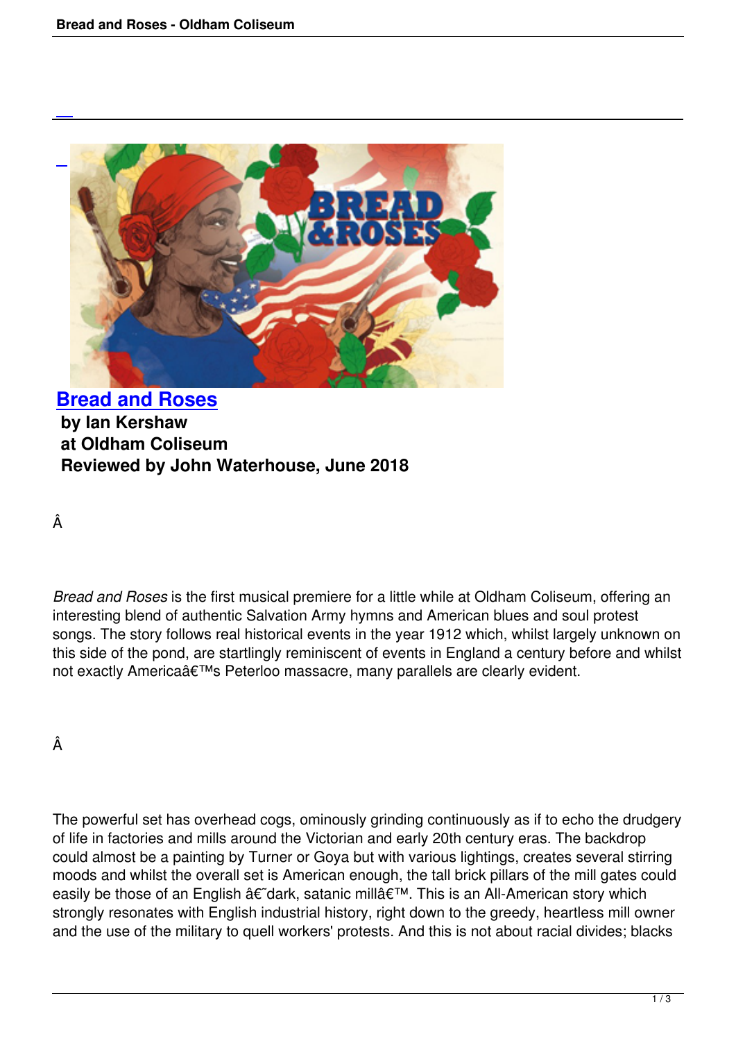## Bread and Roses

**by Ian Kershaw**
**at Oldham Coliseum**
**Reviewed by John Waterhouse, June 2018**

*Bread and Roses* is the first musical premiere for a little while at Oldham Coliseum, offering an interesting blend of authentic Salvation Army hymns and American blues and soul protest songs. The story follows real historical events in the year 1912 which, whilst largely unknown on this side of the pond, are startlingly reminiscent of events in England a century before and whilst not exactly America's Peterloo massacre, many parallels are clearly evident.

The powerful set has overhead cogs, ominously grinding continuously as if to echo the drudgery of life in factories and mills around the Victorian and early 20th century eras. The backdrop could almost be a painting by Turner or Goya but with various lightings, creates several stirring moods and whilst the overall set is American enough, the tall brick pillars of the mill gates could easily be those of an English 'dark, satanic mill'. This is an All-American story which strongly resonates with English industrial history, right down to the greedy, heartless mill owner and the use of the military to quell workers' protests. And this is not about racial divides; blacks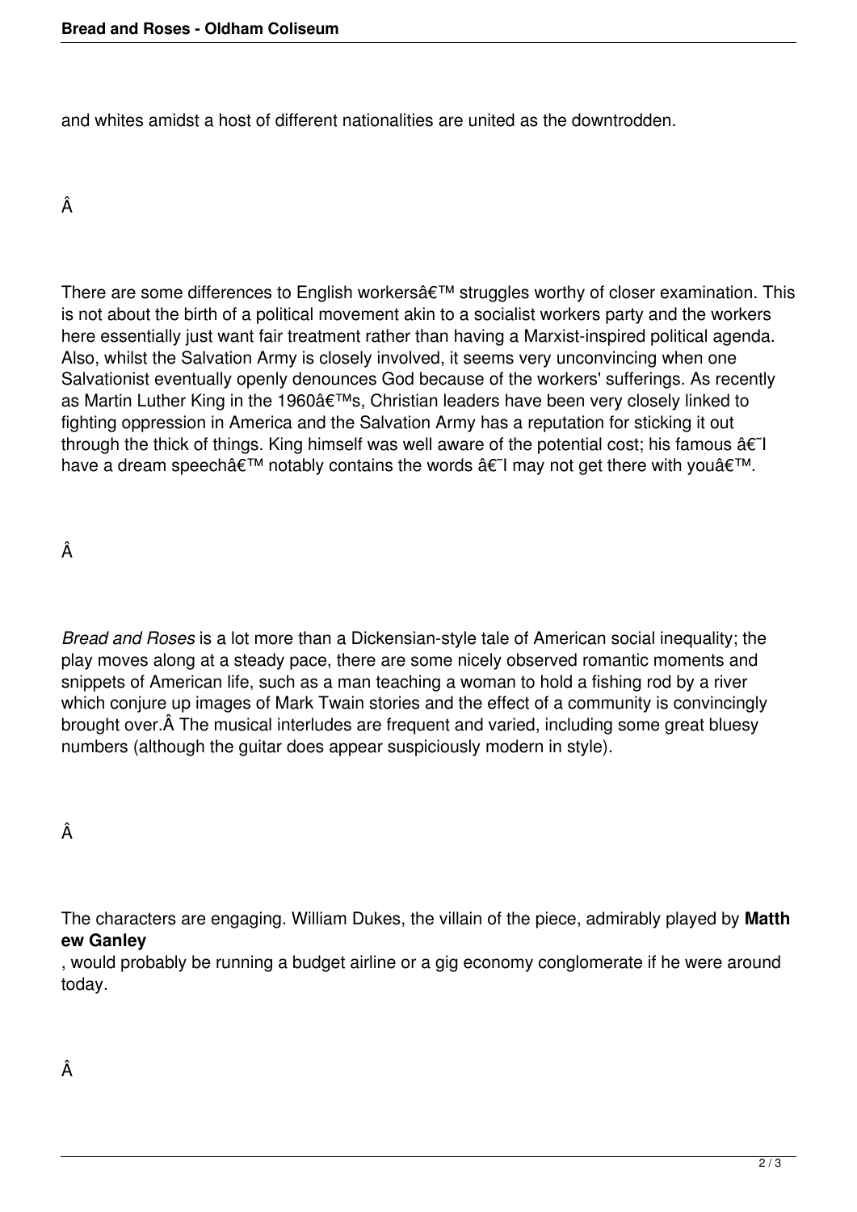and whites amidst a host of different nationalities are united as the downtrodden.

There are some differences to English workers' struggles worthy of closer examination. This is not about the birth of a political movement akin to a socialist workers party and the workers here essentially just want fair treatment rather than having a Marxist-inspired political agenda. Also, whilst the Salvation Army is closely involved, it seems very unconvincing when one Salvationist eventually openly denounces God because of the workers' sufferings. As recently as Martin Luther King in the 1960's, Christian leaders have been very closely linked to fighting oppression in America and the Salvation Army has a reputation for sticking it out through the thick of things. King himself was well aware of the potential cost; his famous 'I have a dream speech' notably contains the words 'I may not get there with you'.

*Bread and Roses* is a lot more than a Dickensian-style tale of American social inequality; the play moves along at a steady pace, there are some nicely observed romantic moments and snippets of American life, such as a man teaching a woman to hold a fishing rod by a river which conjure up images of Mark Twain stories and the effect of a community is convincingly brought over. The musical interludes are frequent and varied, including some great bluesy numbers (although the guitar does appear suspiciously modern in style).

The characters are engaging. William Dukes, the villain of the piece, admirably played by **Matthew Ganley**, would probably be running a budget airline or a gig economy conglomerate if he were around today.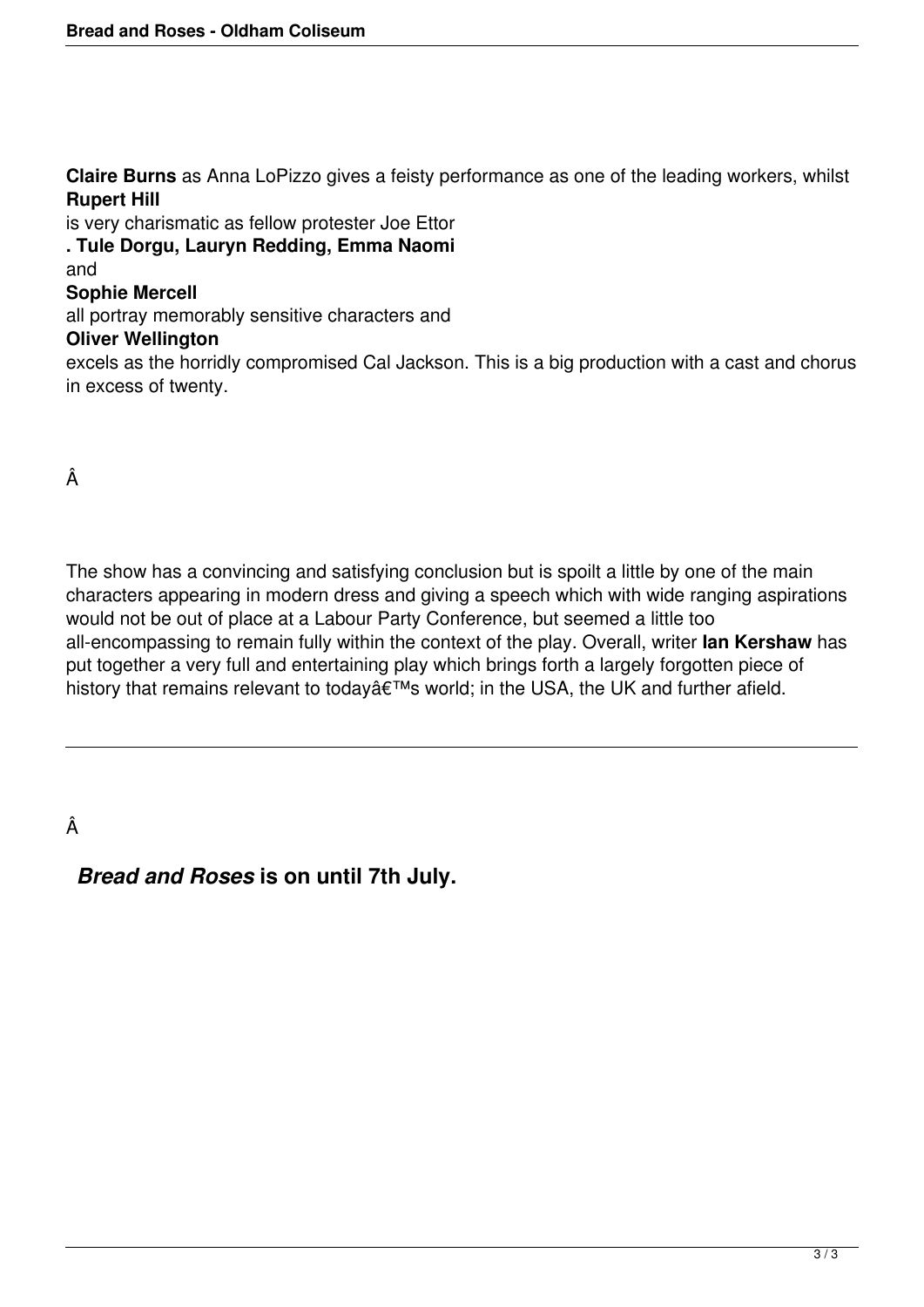**Claire Burns** as Anna LoPizzo gives a feisty performance as one of the leading workers, whilst **Rupert Hill** is very charismatic as fellow protester Joe Ettor. **Tule Dorgu, Lauryn Redding, Emma Naomi** and **Sophie Mercell** all portray memorably sensitive characters and **Oliver Wellington** excels as the horridly compromised Cal Jackson. This is a big production with a cast and chorus in excess of twenty.

Â

The show has a convincing and satisfying conclusion but is spoilt a little by one of the main characters appearing in modern dress and giving a speech which with wide ranging aspirations would not be out of place at a Labour Party Conference, but seemed a little too all-encompassing to remain fully within the context of the play. Overall, writer **Ian Kershaw** has put together a very full and entertaining play which brings forth a largely forgotten piece of history that remains relevant to todayâ€™s world; in the USA, the UK and further afield.

---

Â

***Bread and Roses* is on until 7th July.**